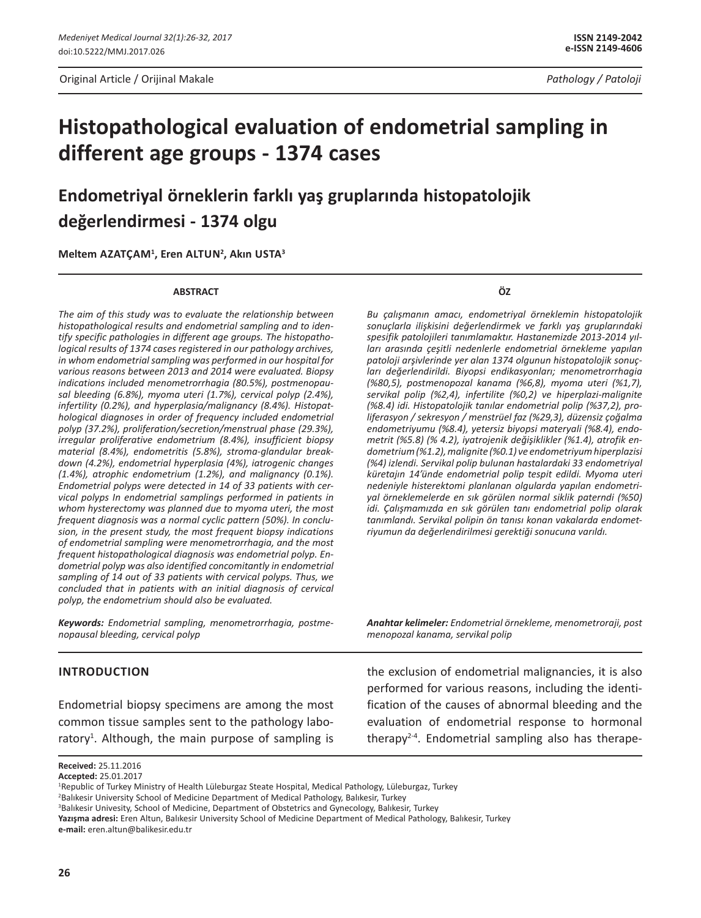Original Article / Orijinal Makale

*Pathology / Patoloji*

# Histopathological evaluation of endometrial sampling in different age groups - 1374 cases

## Endometriyal örneklerin farklı yaş gruplarında histopatolojik değerlendirmesi - 1374 olgu

**Meltem AZATÇAM[1], Eren ALTUN[2], Akın USTA[3]**

### ABSTRACT

*The aim of this study was to evaluate the relationship between histopathological results and endometrial sampling and to identify specific pathologies in different age groups. The histopathological results of 1374 cases registered in our pathology archives, in whom endometrial sampling was performed in our hospital for various reasons between 2013 and 2014 were evaluated. Biopsy indications included menometrorrhagia (80.5%), postmenopausal bleeding (6.8%), myoma uteri (1.7%), cervical polyp (2.4%), infertility (0.2%), and hyperplasia/malignancy (8.4%). Histopathological diagnoses in order of frequency included endometrial polyp (37.2%), proliferation/secretion/menstrual phase (29.3%), irregular proliferative endometrium (8.4%), insufficient biopsy material (8.4%), endometritis (5.8%), stroma-glandular breakdown (4.2%), endometrial hyperplasia (4%), iatrogenic changes (1.4%), atrophic endometrium (1.2%), and malignancy (0.1%). Endometrial polyps were detected in 14 of 33 patients with cervical polyps In endometrial samplings performed in patients in whom hysterectomy was planned due to myoma uteri, the most frequent diagnosis was a normal cyclic pattern (50%). In conclusion, in the present study, the most frequent biopsy indications of endometrial sampling were menometrorrhagia, and the most frequent histopathological diagnosis was endometrial polyp. Endometrial polyp was also identified concomitantly in endometrial sampling of 14 out of 33 patients with cervical polyps. Thus, we concluded that in patients with an initial diagnosis of cervical polyp, the endometrium should also be evaluated.*

***Keywords:*** *Endometrial sampling, menometrorrhagia, postmenopausal bleeding, cervical polyp*

### ÖZ

*Bu çalışmanın amacı, endometriyal örneklemin histopatolojik sonuçlarla ilişkisini değerlendirmek ve farklı yaş gruplarındaki spesifik patolojileri tanımlamaktır. Hastanemizde 2013-2014 yılları arasında çeşitli nedenlerle endometrial örnekleme yapılan patoloji arşivlerinde yer alan 1374 olgunun histopatolojik sonuçları değerlendirildi. Biyopsi endikasyonları; menometrorrhagia (%80,5), postmenopozal kanama (%6,8), myoma uteri (%1,7), servikal polip (%2,4), infertilite (%0,2) ve hiperplazi-malignite (%8.4) idi. Histopatolojik tanılar endometrial polip (%37,2), proliferasyon / sekresyon / menstrüel faz (%29,3), düzensiz çoğalma endometriyumu (%8.4), yetersiz biyopsi materyali (%8.4), endometrit (%5.8) (% 4.2), iyatrojenik değişiklikler (%1.4), atrofik endometrium (%1.2), malignite (%0.1) ve endometriyum hiperplazisi (%4) izlendi. Servikal polip bulunan hastalardaki 33 endometriyal küretajın 14'ünde endometrial polip tespit edildi. Myoma uteri nedeniyle histerektomi planlanan olgularda yapılan endometriyal örneklemelerde en sık görülen normal siklik paterndi (%50) idi. Çalışmamızda en sık görülen tanı endometrial polip olarak tanımlandı. Servikal polipin ön tanısı konan vakalarda endometriyumun da değerlendirilmesi gerektiği sonucuna varıldı.*

***Anahtar kelimeler:*** *Endometrial örnekleme, menometroraji, post menopozal kanama, servikal polip*

### INTRODUCTION

Endometrial biopsy specimens are among the most common tissue samples sent to the pathology laboratory[1]. Although, the main purpose of sampling is the exclusion of endometrial malignancies, it is also performed for various reasons, including the identification of the causes of abnormal bleeding and the evaluation of endometrial response to hormonal therapy[2-4]. Endometrial sampling also has therape-

**Received:** 25.11.2016
**Accepted:** 25.01.2017
[1]Republic of Turkey Ministry of Health Lüleburgaz Steate Hospital, Medical Pathology, Lüleburgaz, Turkey
[2]Balıkesir University School of Medicine Department of Medical Pathology, Balıkesir, Turkey
[3]Balıkesir Univesity, School of Medicine, Department of Obstetrics and Gynecology, Balıkesir, Turkey
**Yazışma adresi:** Eren Altun, Balıkesir University School of Medicine Department of Medical Pathology, Balıkesir, Turkey
**e-mail:** eren.altun@balikesir.edu.tr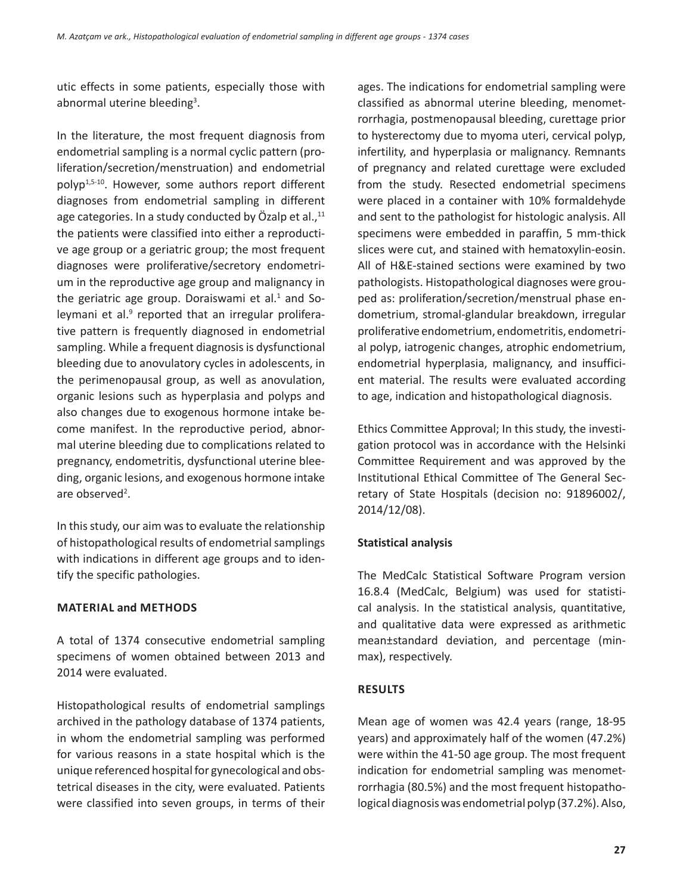utic effects in some patients, especially those with abnormal uterine bleeding[3].

In the literature, the most frequent diagnosis from endometrial sampling is a normal cyclic pattern (proliferation/secretion/menstruation) and endometrial polyp[1,5-10]. However, some authors report different diagnoses from endometrial sampling in different age categories. In a study conducted by Özalp et al.,[11] the patients were classified into either a reproductive age group or a geriatric group; the most frequent diagnoses were proliferative/secretory endometrium in the reproductive age group and malignancy in the geriatric age group. Doraiswami et al.[1] and Soleymani et al.[9] reported that an irregular proliferative pattern is frequently diagnosed in endometrial sampling. While a frequent diagnosis is dysfunctional bleeding due to anovulatory cycles in adolescents, in the perimenopausal group, as well as anovulation, organic lesions such as hyperplasia and polyps and also changes due to exogenous hormone intake become manifest. In the reproductive period, abnormal uterine bleeding due to complications related to pregnancy, endometritis, dysfunctional uterine bleeding, organic lesions, and exogenous hormone intake are observed[2].

In this study, our aim was to evaluate the relationship of histopathological results of endometrial samplings with indications in different age groups and to identify the specific pathologies.

## MATERIAL and METHODS

A total of 1374 consecutive endometrial sampling specimens of women obtained between 2013 and 2014 were evaluated.

Histopathological results of endometrial samplings archived in the pathology database of 1374 patients, in whom the endometrial sampling was performed for various reasons in a state hospital which is the unique referenced hospital for gynecological and obstetrical diseases in the city, were evaluated. Patients were classified into seven groups, in terms of their ages. The indications for endometrial sampling were classified as abnormal uterine bleeding, menometrorrhagia, postmenopausal bleeding, curettage prior to hysterectomy due to myoma uteri, cervical polyp, infertility, and hyperplasia or malignancy. Remnants of pregnancy and related curettage were excluded from the study. Resected endometrial specimens were placed in a container with 10% formaldehyde and sent to the pathologist for histologic analysis. All specimens were embedded in paraffin, 5 mm-thick slices were cut, and stained with hematoxylin-eosin. All of H&E-stained sections were examined by two pathologists. Histopathological diagnoses were grouped as: proliferation/secretion/menstrual phase endometrium, stromal-glandular breakdown, irregular proliferative endometrium, endometritis, endometrial polyp, iatrogenic changes, atrophic endometrium, endometrial hyperplasia, malignancy, and insufficient material. The results were evaluated according to age, indication and histopathological diagnosis.

Ethics Committee Approval; In this study, the investigation protocol was in accordance with the Helsinki Committee Requirement and was approved by the Institutional Ethical Committee of The General Secretary of State Hospitals (decision no: 91896002/, 2014/12/08).

### Statistical analysis

The MedCalc Statistical Software Program version 16.8.4 (MedCalc, Belgium) was used for statistical analysis. In the statistical analysis, quantitative, and qualitative data were expressed as arithmetic mean±standard deviation, and percentage (min-max), respectively.

## RESULTS

Mean age of women was 42.4 years (range, 18-95 years) and approximately half of the women (47.2%) were within the 41-50 age group. The most frequent indication for endometrial sampling was menometrorrhagia (80.5%) and the most frequent histopathological diagnosis was endometrial polyp (37.2%). Also,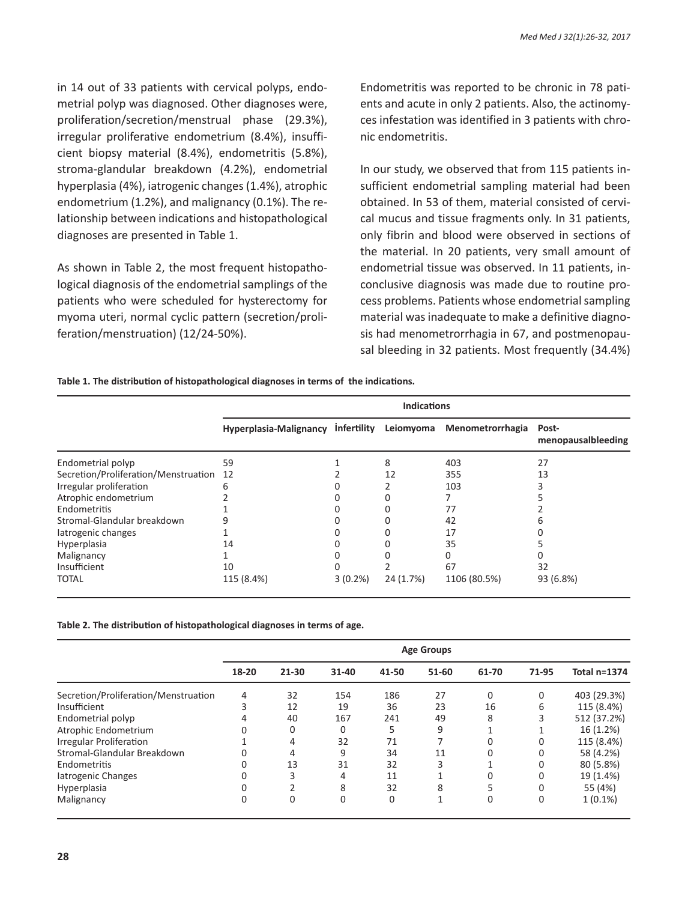in 14 out of 33 patients with cervical polyps, endometrial polyp was diagnosed. Other diagnoses were, proliferation/secretion/menstrual phase (29.3%), irregular proliferative endometrium (8.4%), insufficient biopsy material (8.4%), endometritis (5.8%), stroma-glandular breakdown (4.2%), endometrial hyperplasia (4%), iatrogenic changes (1.4%), atrophic endometrium (1.2%), and malignancy (0.1%). The relationship between indications and histopathological diagnoses are presented in Table 1.

As shown in Table 2, the most frequent histopathological diagnosis of the endometrial samplings of the patients who were scheduled for hysterectomy for myoma uteri, normal cyclic pattern (secretion/proliferation/menstruation) (12/24-50%).

Endometritis was reported to be chronic in 78 patients and acute in only 2 patients. Also, the actinomyces infestation was identified in 3 patients with chronic endometritis.

In our study, we observed that from 115 patients insufficient endometrial sampling material had been obtained. In 53 of them, material consisted of cervical mucus and tissue fragments only. In 31 patients, only fibrin and blood were observed in sections of the material. In 20 patients, very small amount of endometrial tissue was observed. In 11 patients, inconclusive diagnosis was made due to routine process problems. Patients whose endometrial sampling material was inadequate to make a definitive diagnosis had menometrorrhagia in 67, and postmenopausal bleeding in 32 patients. Most frequently (34.4%)

**Table 1. The distribution of histopathological diagnoses in terms of the indications.**

| | Indications | | | | |
|---|---|---|---|---|---|
| | Hyperplasia-Malignancy | İnfertility | Leiomyoma | Menometrorrhagia | Post-menopausalbleeding |
| Endometrial polyp | 59 | 1 | 8 | 403 | 27 |
| Secretion/Proliferation/Menstruation | 12 | 2 | 12 | 355 | 13 |
| Irregular proliferation | 6 | 0 | 2 | 103 | 3 |
| Atrophic endometrium | 2 | 0 | 0 | 7 | 5 |
| Endometritis | 1 | 0 | 0 | 77 | 2 |
| Stromal-Glandular breakdown | 9 | 0 | 0 | 42 | 6 |
| Iatrogenic changes | 1 | 0 | 0 | 17 | 0 |
| Hyperplasia | 14 | 0 | 0 | 35 | 5 |
| Malignancy | 1 | 0 | 0 | 0 | 0 |
| Insufficient | 10 | 0 | 2 | 67 | 32 |
| TOTAL | 115 (8.4%) | 3 (0.2%) | 24 (1.7%) | 1106 (80.5%) | 93 (6.8%) |

**Table 2. The distribution of histopathological diagnoses in terms of age.**

| | Age Groups | | | | | | | |
|---|---|---|---|---|---|---|---|---|
| | 18-20 | 21-30 | 31-40 | 41-50 | 51-60 | 61-70 | 71-95 | Total n=1374 |
| Secretion/Proliferation/Menstruation | 4 | 32 | 154 | 186 | 27 | 0 | 0 | 403 (29.3%) |
| Insufficient | 3 | 12 | 19 | 36 | 23 | 16 | 6 | 115 (8.4%) |
| Endometrial polyp | 4 | 40 | 167 | 241 | 49 | 8 | 3 | 512 (37.2%) |
| Atrophic Endometrium | 0 | 0 | 0 | 5 | 9 | 1 | 1 | 16 (1.2%) |
| Irregular Proliferation | 1 | 4 | 32 | 71 | 7 | 0 | 0 | 115 (8.4%) |
| Stromal-Glandular Breakdown | 0 | 4 | 9 | 34 | 11 | 0 | 0 | 58 (4.2%) |
| Endometritis | 0 | 13 | 31 | 32 | 3 | 1 | 0 | 80 (5.8%) |
| Iatrogenic Changes | 0 | 3 | 4 | 11 | 1 | 0 | 0 | 19 (1.4%) |
| Hyperplasia | 0 | 2 | 8 | 32 | 8 | 5 | 0 | 55 (4%) |
| Malignancy | 0 | 0 | 0 | 0 | 1 | 0 | 0 | 1 (0.1%) |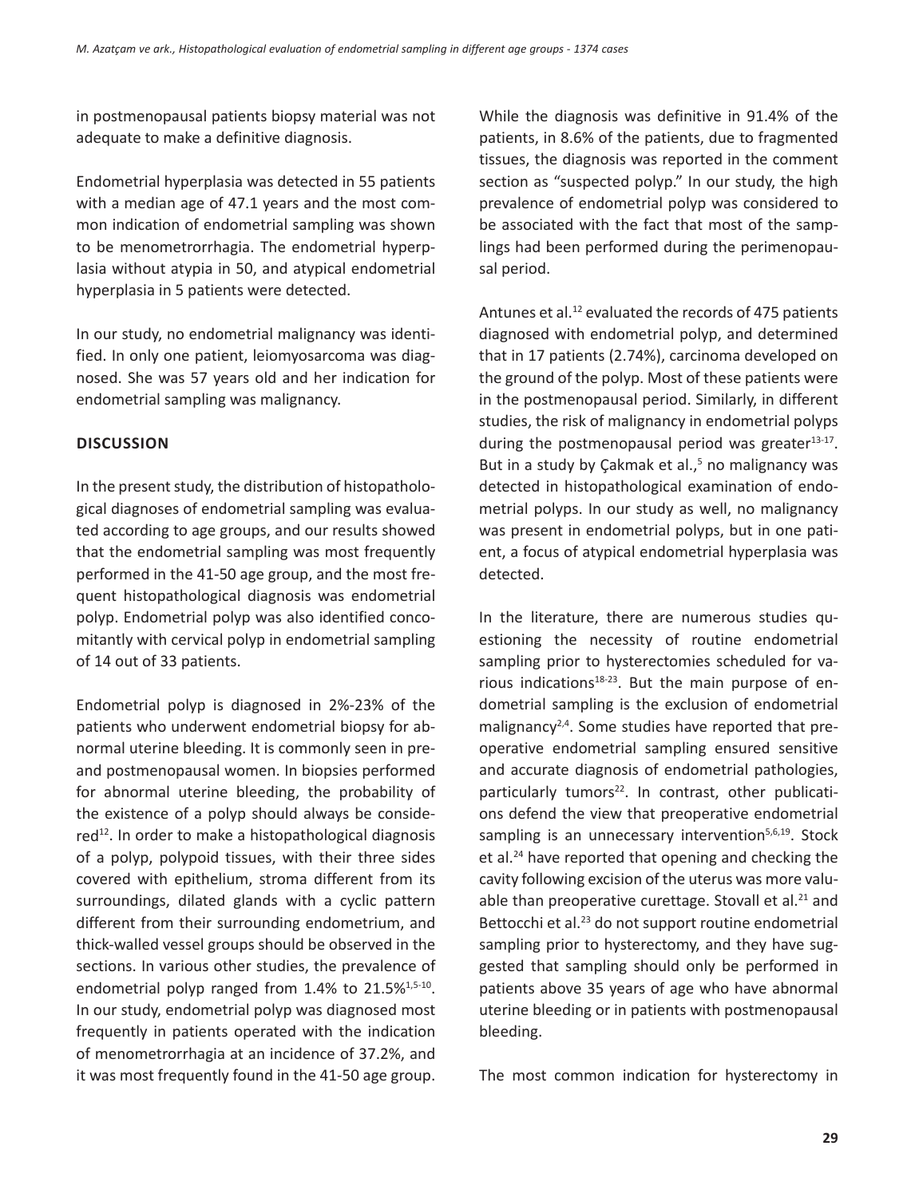in postmenopausal patients biopsy material was not adequate to make a definitive diagnosis.

Endometrial hyperplasia was detected in 55 patients with a median age of 47.1 years and the most common indication of endometrial sampling was shown to be menometrorrhagia. The endometrial hyperplasia without atypia in 50, and atypical endometrial hyperplasia in 5 patients were detected.

In our study, no endometrial malignancy was identified. In only one patient, leiomyosarcoma was diagnosed. She was 57 years old and her indication for endometrial sampling was malignancy.

## DISCUSSION

In the present study, the distribution of histopathological diagnoses of endometrial sampling was evaluated according to age groups, and our results showed that the endometrial sampling was most frequently performed in the 41-50 age group, and the most frequent histopathological diagnosis was endometrial polyp. Endometrial polyp was also identified concomitantly with cervical polyp in endometrial sampling of 14 out of 33 patients.

Endometrial polyp is diagnosed in 2%-23% of the patients who underwent endometrial biopsy for abnormal uterine bleeding. It is commonly seen in pre- and postmenopausal women. In biopsies performed for abnormal uterine bleeding, the probability of the existence of a polyp should always be considered[12]. In order to make a histopathological diagnosis of a polyp, polypoid tissues, with their three sides covered with epithelium, stroma different from its surroundings, dilated glands with a cyclic pattern different from their surrounding endometrium, and thick-walled vessel groups should be observed in the sections. In various other studies, the prevalence of endometrial polyp ranged from 1.4% to 21.5%[1,5-10]. In our study, endometrial polyp was diagnosed most frequently in patients operated with the indication of menometrorrhagia at an incidence of 37.2%, and it was most frequently found in the 41-50 age group. While the diagnosis was definitive in 91.4% of the patients, in 8.6% of the patients, due to fragmented tissues, the diagnosis was reported in the comment section as "suspected polyp." In our study, the high prevalence of endometrial polyp was considered to be associated with the fact that most of the samplings had been performed during the perimenopausal period.

Antunes et al.[12] evaluated the records of 475 patients diagnosed with endometrial polyp, and determined that in 17 patients (2.74%), carcinoma developed on the ground of the polyp. Most of these patients were in the postmenopausal period. Similarly, in different studies, the risk of malignancy in endometrial polyps during the postmenopausal period was greater[13-17]. But in a study by Çakmak et al.,[5] no malignancy was detected in histopathological examination of endometrial polyps. In our study as well, no malignancy was present in endometrial polyps, but in one patient, a focus of atypical endometrial hyperplasia was detected.

In the literature, there are numerous studies questioning the necessity of routine endometrial sampling prior to hysterectomies scheduled for various indications[18-23]. But the main purpose of endometrial sampling is the exclusion of endometrial malignancy[2,4]. Some studies have reported that preoperative endometrial sampling ensured sensitive and accurate diagnosis of endometrial pathologies, particularly tumors[22]. In contrast, other publications defend the view that preoperative endometrial sampling is an unnecessary intervention[5,6,19]. Stock et al.[24] have reported that opening and checking the cavity following excision of the uterus was more valuable than preoperative curettage. Stovall et al.[21] and Bettocchi et al.[23] do not support routine endometrial sampling prior to hysterectomy, and they have suggested that sampling should only be performed in patients above 35 years of age who have abnormal uterine bleeding or in patients with postmenopausal bleeding.

The most common indication for hysterectomy in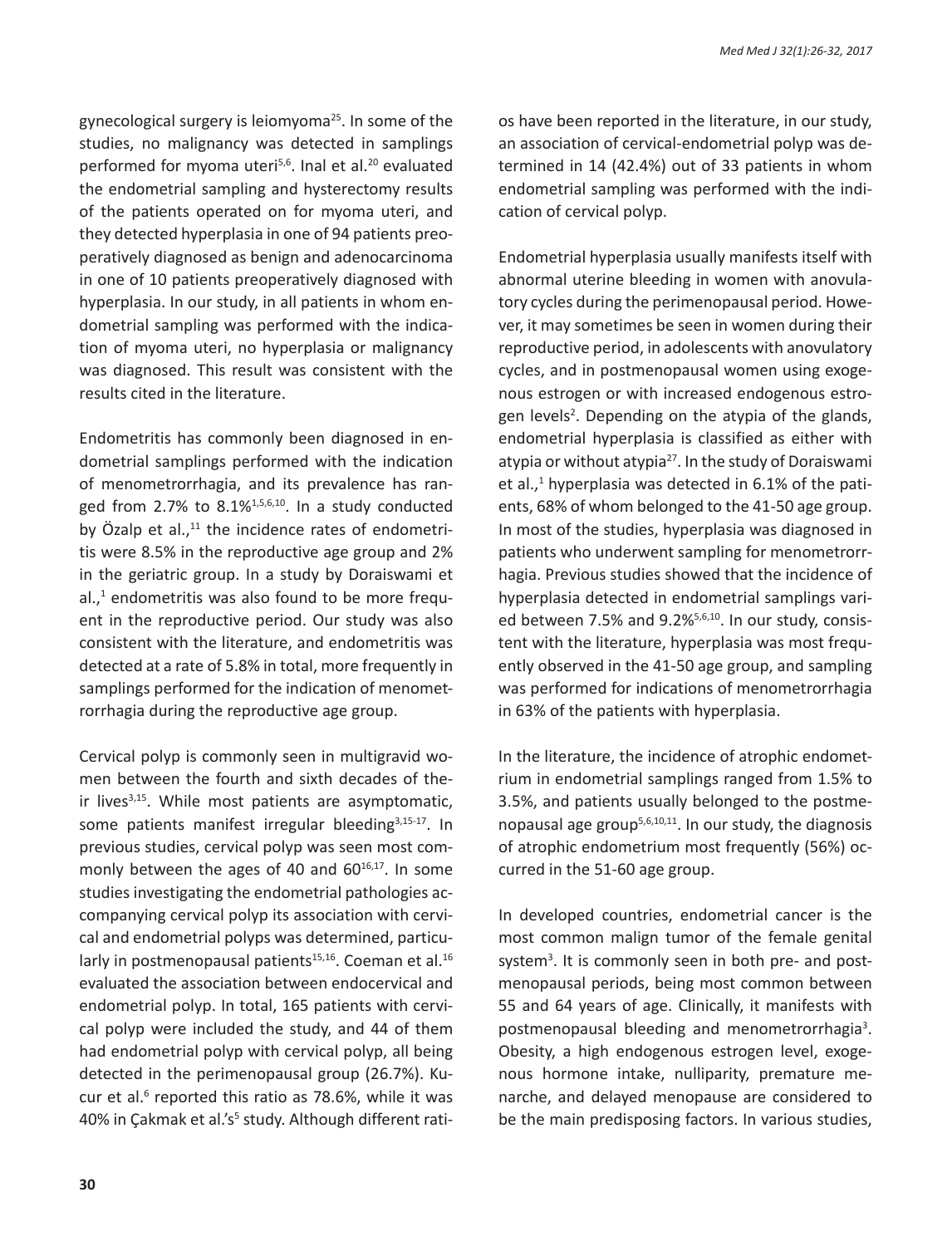gynecological surgery is leiomyoma[25]. In some of the studies, no malignancy was detected in samplings performed for myoma uteri[5,6]. Inal et al.[20] evaluated the endometrial sampling and hysterectomy results of the patients operated on for myoma uteri, and they detected hyperplasia in one of 94 patients preoperatively diagnosed as benign and adenocarcinoma in one of 10 patients preoperatively diagnosed with hyperplasia. In our study, in all patients in whom endometrial sampling was performed with the indication of myoma uteri, no hyperplasia or malignancy was diagnosed. This result was consistent with the results cited in the literature.

Endometritis has commonly been diagnosed in endometrial samplings performed with the indication of menometrorrhagia, and its prevalence has ranged from 2.7% to 8.1%[1,5,6,10]. In a study conducted by Özalp et al.,[11] the incidence rates of endometritis were 8.5% in the reproductive age group and 2% in the geriatric group. In a study by Doraiswami et al.,[1] endometritis was also found to be more frequent in the reproductive period. Our study was also consistent with the literature, and endometritis was detected at a rate of 5.8% in total, more frequently in samplings performed for the indication of menometrorrhagia during the reproductive age group.

Cervical polyp is commonly seen in multigravid women between the fourth and sixth decades of their lives[3,15]. While most patients are asymptomatic, some patients manifest irregular bleeding[3,15-17]. In previous studies, cervical polyp was seen most commonly between the ages of 40 and 60[16,17]. In some studies investigating the endometrial pathologies accompanying cervical polyp its association with cervical and endometrial polyps was determined, particularly in postmenopausal patients[15,16]. Coeman et al.[16] evaluated the association between endocervical and endometrial polyp. In total, 165 patients with cervical polyp were included the study, and 44 of them had endometrial polyp with cervical polyp, all being detected in the perimenopausal group (26.7%). Kucur et al.[6] reported this ratio as 78.6%, while it was 40% in Çakmak et al.'s[5] study. Although different ratios have been reported in the literature, in our study, an association of cervical-endometrial polyp was determined in 14 (42.4%) out of 33 patients in whom endometrial sampling was performed with the indication of cervical polyp.

Endometrial hyperplasia usually manifests itself with abnormal uterine bleeding in women with anovulatory cycles during the perimenopausal period. However, it may sometimes be seen in women during their reproductive period, in adolescents with anovulatory cycles, and in postmenopausal women using exogenous estrogen or with increased endogenous estrogen levels[2]. Depending on the atypia of the glands, endometrial hyperplasia is classified as either with atypia or without atypia[27]. In the study of Doraiswami et al.,[1] hyperplasia was detected in 6.1% of the patients, 68% of whom belonged to the 41-50 age group. In most of the studies, hyperplasia was diagnosed in patients who underwent sampling for menometrorrhagia. Previous studies showed that the incidence of hyperplasia detected in endometrial samplings varied between 7.5% and 9.2%[5,6,10]. In our study, consistent with the literature, hyperplasia was most frequently observed in the 41-50 age group, and sampling was performed for indications of menometrorrhagia in 63% of the patients with hyperplasia.

In the literature, the incidence of atrophic endometrium in endometrial samplings ranged from 1.5% to 3.5%, and patients usually belonged to the postmenopausal age group[5,6,10,11]. In our study, the diagnosis of atrophic endometrium most frequently (56%) occurred in the 51-60 age group.

In developed countries, endometrial cancer is the most common malign tumor of the female genital system[3]. It is commonly seen in both pre- and postmenopausal periods, being most common between 55 and 64 years of age. Clinically, it manifests with postmenopausal bleeding and menometrorrhagia[3]. Obesity, a high endogenous estrogen level, exogenous hormone intake, nulliparity, premature menarche, and delayed menopause are considered to be the main predisposing factors. In various studies,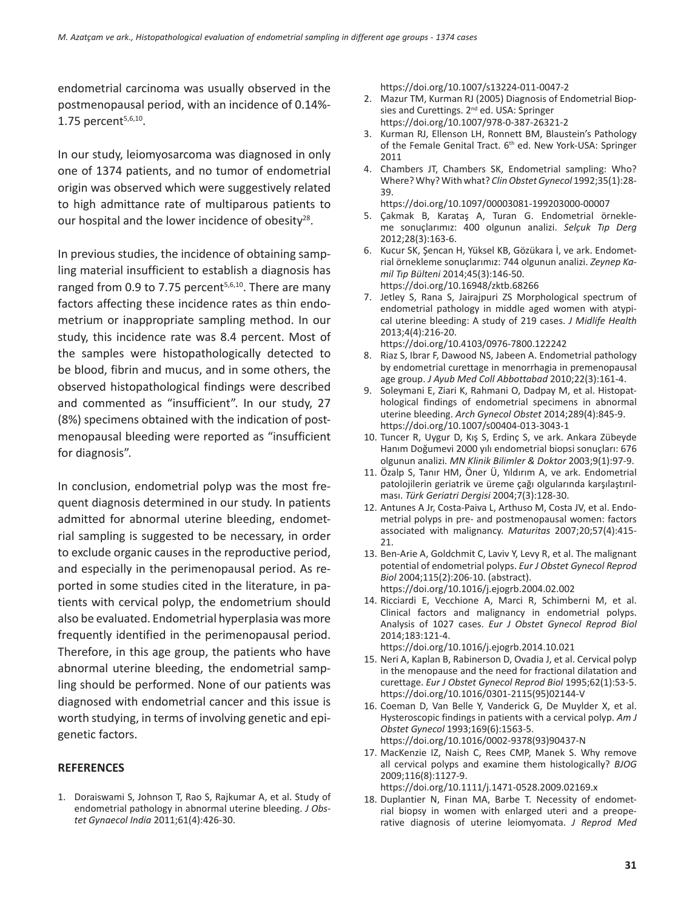endometrial carcinoma was usually observed in the postmenopausal period, with an incidence of 0.14%-1.75 percent[5,6,10].

In our study, leiomyosarcoma was diagnosed in only one of 1374 patients, and no tumor of endometrial origin was observed which were suggestively related to high admittance rate of multiparous patients to our hospital and the lower incidence of obesity[28].

In previous studies, the incidence of obtaining sampling material insufficient to establish a diagnosis has ranged from 0.9 to 7.75 percent[5,6,10]. There are many factors affecting these incidence rates as thin endometrium or inappropriate sampling method. In our study, this incidence rate was 8.4 percent. Most of the samples were histopathologically detected to be blood, fibrin and mucus, and in some others, the observed histopathological findings were described and commented as "insufficient". In our study, 27 (8%) specimens obtained with the indication of postmenopausal bleeding were reported as "insufficient for diagnosis".

In conclusion, endometrial polyp was the most frequent diagnosis determined in our study. In patients admitted for abnormal uterine bleeding, endometrial sampling is suggested to be necessary, in order to exclude organic causes in the reproductive period, and especially in the perimenopausal period. As reported in some studies cited in the literature, in patients with cervical polyp, the endometrium should also be evaluated. Endometrial hyperplasia was more frequently identified in the perimenopausal period. Therefore, in this age group, the patients who have abnormal uterine bleeding, the endometrial sampling should be performed. None of our patients was diagnosed with endometrial cancer and this issue is worth studying, in terms of involving genetic and epigenetic factors.

## REFERENCES

1. Doraiswami S, Johnson T, Rao S, Rajkumar A, et al. Study of endometrial pathology in abnormal uterine bleeding. *J Obstet Gynaecol India* 2011;61(4):426-30. https://doi.org/10.1007/s13224-011-0047-2
2. Mazur TM, Kurman RJ (2005) Diagnosis of Endometrial Biopsies and Curettings. 2nd ed. USA: Springer https://doi.org/10.1007/978-0-387-26321-2
3. Kurman RJ, Ellenson LH, Ronnett BM, Blaustein's Pathology of the Female Genital Tract. 6th ed. New York-USA: Springer 2011
4. Chambers JT, Chambers SK, Endometrial sampling: Who? Where? Why? With what? *Clin Obstet Gynecol* 1992;35(1):28-39. https://doi.org/10.1097/00003081-199203000-00007
5. Çakmak B, Karataş A, Turan G. Endometrial örnekleme sonuçlarımız: 400 olgunun analizi. *Selçuk Tıp Derg* 2012;28(3):163-6.
6. Kucur SK, Şencan H, Yüksel KB, Gözükara İ, ve ark. Endometrial örnekleme sonuçlarımız: 744 olgunun analizi. *Zeynep Kamil Tıp Bülteni* 2014;45(3):146-50. https://doi.org/10.16948/zktb.68266
7. Jetley S, Rana S, Jairajpuri ZS Morphological spectrum of endometrial pathology in middle aged women with atypical uterine bleeding: A study of 219 cases. *J Midlife Health* 2013;4(4):216-20. https://doi.org/10.4103/0976-7800.122242
8. Riaz S, Ibrar F, Dawood NS, Jabeen A. Endometrial pathology by endometrial curettage in menorrhagia in premenopausal age group. *J Ayub Med Coll Abbottabad* 2010;22(3):161-4.
9. Soleymani E, Ziari K, Rahmani O, Dadpay M, et al. Histopathological findings of endometrial specimens in abnormal uterine bleeding. *Arch Gynecol Obstet* 2014;289(4):845-9. https://doi.org/10.1007/s00404-013-3043-1
10. Tuncer R, Uygur D, Kış S, Erdinç S, ve ark. Ankara Zübeyde Hanım Doğumevi 2000 yılı endometrial biopsi sonuçları: 676 olgunun analizi. *MN Klinik Bilimler & Doktor* 2003;9(1):97-9.
11. Özalp S, Tanır HM, Öner Ü, Yıldırım A, ve ark. Endometrial patolojilerin geriatrik ve üreme çağı olgularında karşılaştırılması. *Türk Geriatri Dergisi* 2004;7(3):128-30.
12. Antunes A Jr, Costa-Paiva L, Arthuso M, Costa JV, et al. Endometrial polyps in pre- and postmenopausal women: factors associated with malignancy. *Maturitas* 2007;20;57(4):415-21.
13. Ben-Arie A, Goldchmit C, Laviv Y, Levy R, et al. The malignant potential of endometrial polyps. *Eur J Obstet Gynecol Reprod Biol* 2004;115(2):206-10. (abstract). https://doi.org/10.1016/j.ejogrb.2004.02.002
14. Ricciardi E, Vecchione A, Marci R, Schimberni M, et al. Clinical factors and malignancy in endometrial polyps. Analysis of 1027 cases. *Eur J Obstet Gynecol Reprod Biol* 2014;183:121-4. https://doi.org/10.1016/j.ejogrb.2014.10.021
15. Neri A, Kaplan B, Rabinerson D, Ovadia J, et al. Cervical polyp in the menopause and the need for fractional dilatation and curettage. *Eur J Obstet Gynecol Reprod Biol* 1995;62(1):53-5. https://doi.org/10.1016/0301-2115(95)02144-V
16. Coeman D, Van Belle Y, Vanderick G, De Muylder X, et al. Hysteroscopic findings in patients with a cervical polyp. *Am J Obstet Gynecol* 1993;169(6):1563-5. https://doi.org/10.1016/0002-9378(93)90437-N
17. MacKenzie IZ, Naish C, Rees CMP, Manek S. Why remove all cervical polyps and examine them histologically? *BJOG* 2009;116(8):1127-9. https://doi.org/10.1111/j.1471-0528.2009.02169.x
18. Duplantier N, Finan MA, Barbe T. Necessity of endometrial biopsy in women with enlarged uteri and a preoperative diagnosis of uterine leiomyomata. *J Reprod Med*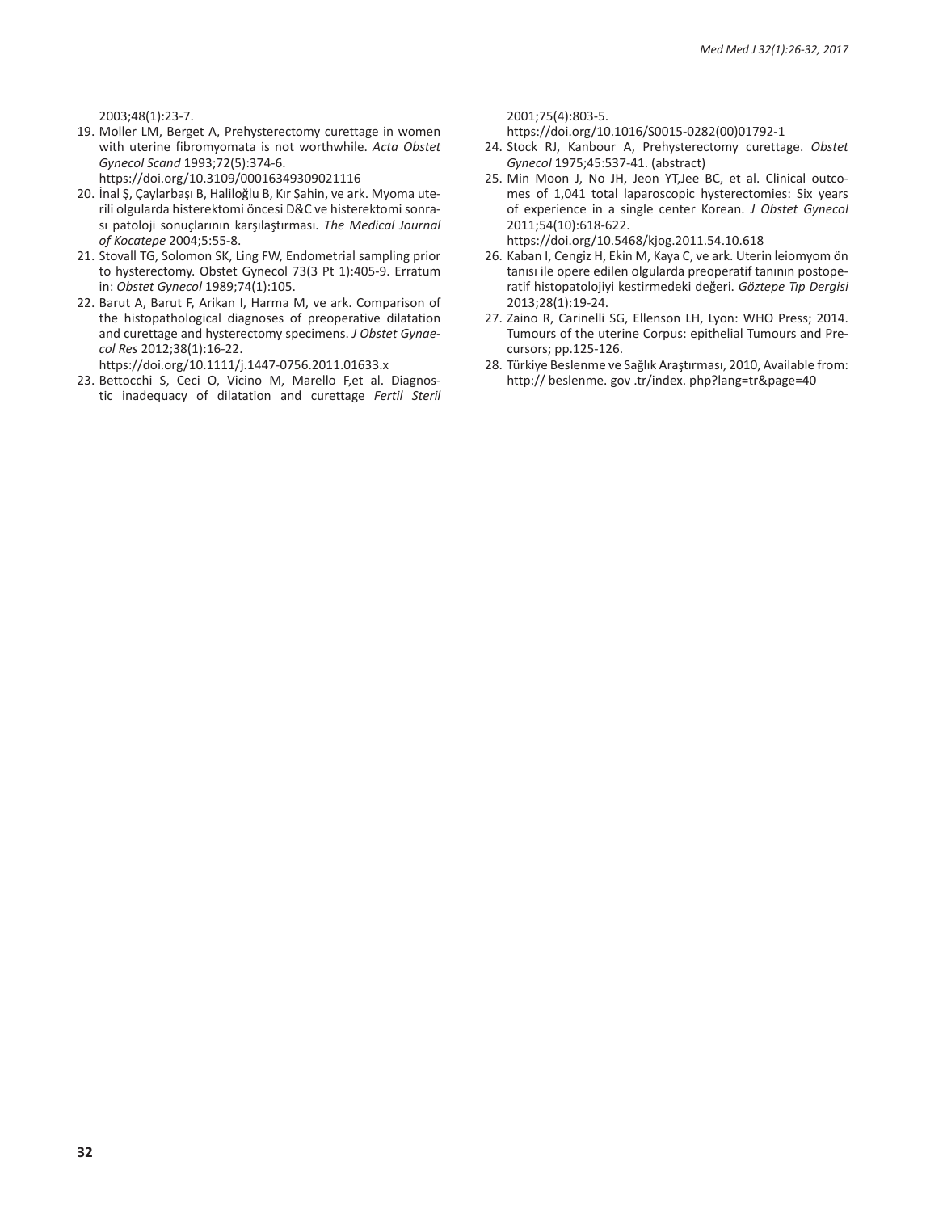2003;48(1):23-7.

19. Moller LM, Berget A, Prehysterectomy curettage in women with uterine fibromyomata is not worthwhile. *Acta Obstet Gynecol Scand* 1993;72(5):374-6. https://doi.org/10.3109/00016349309021116
20. İnal Ş, Çaylarbaşı B, Haliloğlu B, Kır Şahin, ve ark. Myoma uterili olgularda histerektomi öncesi D&C ve histerektomi sonrası patoloji sonuçlarının karşılaştırması. *The Medical Journal of Kocatepe* 2004;5:55-8.
21. Stovall TG, Solomon SK, Ling FW, Endometrial sampling prior to hysterectomy. Obstet Gynecol 73(3 Pt 1):405-9. Erratum in: *Obstet Gynecol* 1989;74(1):105.
22. Barut A, Barut F, Arikan I, Harma M, ve ark. Comparison of the histopathological diagnoses of preoperative dilatation and curettage and hysterectomy specimens. *J Obstet Gynaecol Res* 2012;38(1):16-22. https://doi.org/10.1111/j.1447-0756.2011.01633.x
23. Bettocchi S, Ceci O, Vicino M, Marello F,et al. Diagnostic inadequacy of dilatation and curettage *Fertil Steril* 2001;75(4):803-5. https://doi.org/10.1016/S0015-0282(00)01792-1
24. Stock RJ, Kanbour A, Prehysterectomy curettage. *Obstet Gynecol* 1975;45:537-41. (abstract)
25. Min Moon J, No JH, Jeon YT,Jee BC, et al. Clinical outcomes of 1,041 total laparoscopic hysterectomies: Six years of experience in a single center Korean. *J Obstet Gynecol* 2011;54(10):618-622. https://doi.org/10.5468/kjog.2011.54.10.618
26. Kaban I, Cengiz H, Ekin M, Kaya C, ve ark. Uterin leiomyom ön tanısı ile opere edilen olgularda preoperatif tanının postoperatif histopatolojiyi kestirmedeki değeri. *Göztepe Tıp Dergisi* 2013;28(1):19-24.
27. Zaino R, Carinelli SG, Ellenson LH, Lyon: WHO Press; 2014. Tumours of the uterine Corpus: epithelial Tumours and Precursors; pp.125-126.
28. Türkiye Beslenme ve Sağlık Araştırması, 2010, Available from: http:// beslenme. gov .tr/index. php?lang=tr&page=40